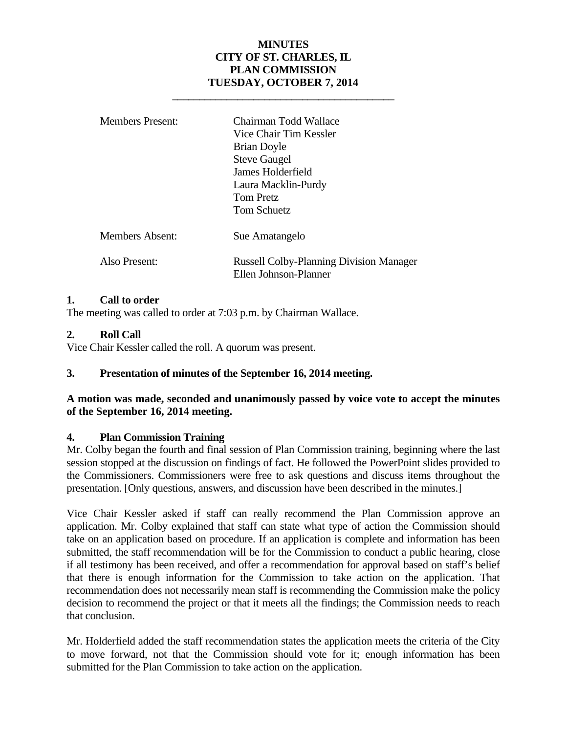# MINUTES
# CITY OF ST. CHARLES, IL
# PLAN COMMISSION
# TUESDAY, OCTOBER 7, 2014

| | |
|---|---|
| Members Present: | Chairman Todd Wallace<br>Vice Chair Tim Kessler<br>Brian Doyle<br>Steve Gaugel<br>James Holderfield<br>Laura Macklin-Purdy<br>Tom Pretz<br>Tom Schuetz |
| Members Absent: | Sue Amatangelo |
| Also Present: | Russell Colby-Planning Division Manager<br>Ellen Johnson-Planner |

**1. Call to order**

The meeting was called to order at 7:03 p.m. by Chairman Wallace.

**2. Roll Call**

Vice Chair Kessler called the roll. A quorum was present.

**3. Presentation of minutes of the September 16, 2014 meeting.**

**A motion was made, seconded and unanimously passed by voice vote to accept the minutes of the September 16, 2014 meeting.**

**4. Plan Commission Training**

Mr. Colby began the fourth and final session of Plan Commission training, beginning where the last session stopped at the discussion on findings of fact. He followed the PowerPoint slides provided to the Commissioners. Commissioners were free to ask questions and discuss items throughout the presentation. [Only questions, answers, and discussion have been described in the minutes.]

Vice Chair Kessler asked if staff can really recommend the Plan Commission approve an application. Mr. Colby explained that staff can state what type of action the Commission should take on an application based on procedure. If an application is complete and information has been submitted, the staff recommendation will be for the Commission to conduct a public hearing, close if all testimony has been received, and offer a recommendation for approval based on staff's belief that there is enough information for the Commission to take action on the application. That recommendation does not necessarily mean staff is recommending the Commission make the policy decision to recommend the project or that it meets all the findings; the Commission needs to reach that conclusion.

Mr. Holderfield added the staff recommendation states the application meets the criteria of the City to move forward, not that the Commission should vote for it; enough information has been submitted for the Plan Commission to take action on the application.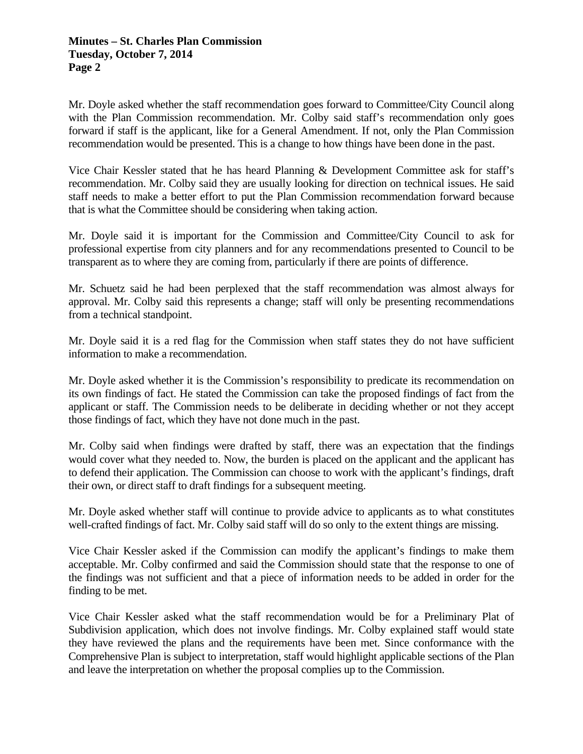Mr. Doyle asked whether the staff recommendation goes forward to Committee/City Council along with the Plan Commission recommendation. Mr. Colby said staff's recommendation only goes forward if staff is the applicant, like for a General Amendment. If not, only the Plan Commission recommendation would be presented. This is a change to how things have been done in the past.

Vice Chair Kessler stated that he has heard Planning & Development Committee ask for staff's recommendation. Mr. Colby said they are usually looking for direction on technical issues. He said staff needs to make a better effort to put the Plan Commission recommendation forward because that is what the Committee should be considering when taking action.

Mr. Doyle said it is important for the Commission and Committee/City Council to ask for professional expertise from city planners and for any recommendations presented to Council to be transparent as to where they are coming from, particularly if there are points of difference.

Mr. Schuetz said he had been perplexed that the staff recommendation was almost always for approval. Mr. Colby said this represents a change; staff will only be presenting recommendations from a technical standpoint.

Mr. Doyle said it is a red flag for the Commission when staff states they do not have sufficient information to make a recommendation.

Mr. Doyle asked whether it is the Commission's responsibility to predicate its recommendation on its own findings of fact. He stated the Commission can take the proposed findings of fact from the applicant or staff. The Commission needs to be deliberate in deciding whether or not they accept those findings of fact, which they have not done much in the past.

Mr. Colby said when findings were drafted by staff, there was an expectation that the findings would cover what they needed to. Now, the burden is placed on the applicant and the applicant has to defend their application. The Commission can choose to work with the applicant's findings, draft their own, or direct staff to draft findings for a subsequent meeting.

Mr. Doyle asked whether staff will continue to provide advice to applicants as to what constitutes well-crafted findings of fact. Mr. Colby said staff will do so only to the extent things are missing.

Vice Chair Kessler asked if the Commission can modify the applicant's findings to make them acceptable. Mr. Colby confirmed and said the Commission should state that the response to one of the findings was not sufficient and that a piece of information needs to be added in order for the finding to be met.

Vice Chair Kessler asked what the staff recommendation would be for a Preliminary Plat of Subdivision application, which does not involve findings. Mr. Colby explained staff would state they have reviewed the plans and the requirements have been met. Since conformance with the Comprehensive Plan is subject to interpretation, staff would highlight applicable sections of the Plan and leave the interpretation on whether the proposal complies up to the Commission.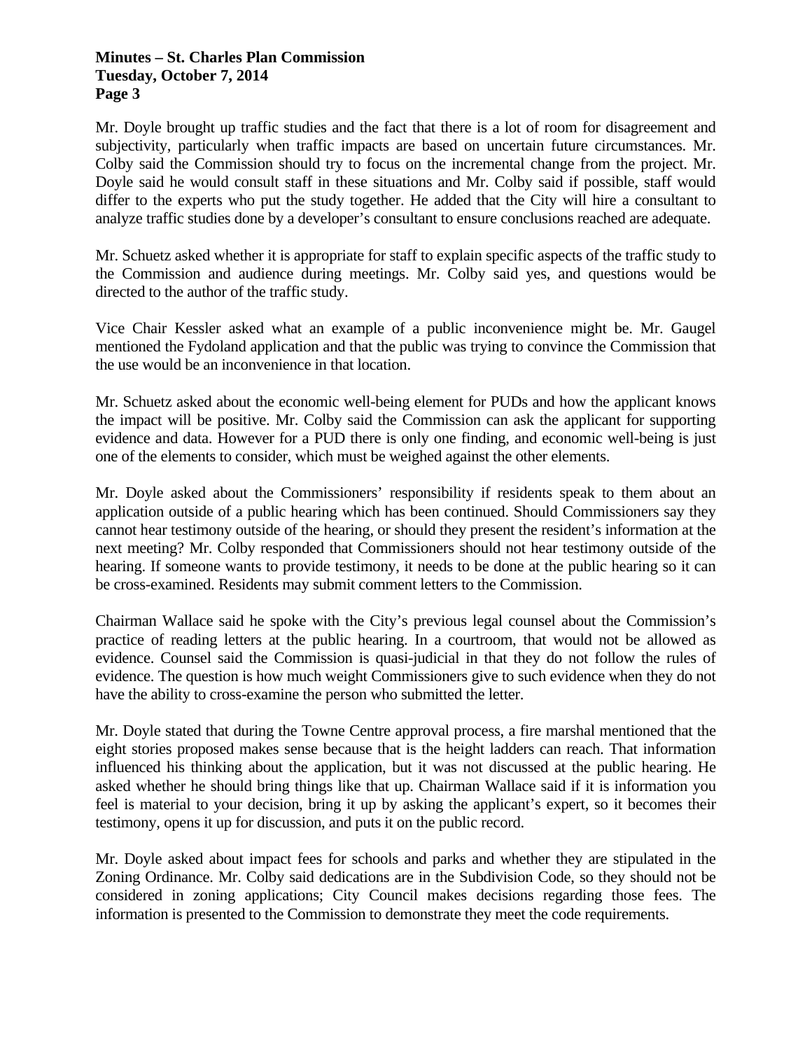Mr. Doyle brought up traffic studies and the fact that there is a lot of room for disagreement and subjectivity, particularly when traffic impacts are based on uncertain future circumstances. Mr. Colby said the Commission should try to focus on the incremental change from the project. Mr. Doyle said he would consult staff in these situations and Mr. Colby said if possible, staff would differ to the experts who put the study together. He added that the City will hire a consultant to analyze traffic studies done by a developer's consultant to ensure conclusions reached are adequate.

Mr. Schuetz asked whether it is appropriate for staff to explain specific aspects of the traffic study to the Commission and audience during meetings. Mr. Colby said yes, and questions would be directed to the author of the traffic study.

Vice Chair Kessler asked what an example of a public inconvenience might be. Mr. Gaugel mentioned the Fydoland application and that the public was trying to convince the Commission that the use would be an inconvenience in that location.

Mr. Schuetz asked about the economic well-being element for PUDs and how the applicant knows the impact will be positive. Mr. Colby said the Commission can ask the applicant for supporting evidence and data. However for a PUD there is only one finding, and economic well-being is just one of the elements to consider, which must be weighed against the other elements.

Mr. Doyle asked about the Commissioners' responsibility if residents speak to them about an application outside of a public hearing which has been continued. Should Commissioners say they cannot hear testimony outside of the hearing, or should they present the resident's information at the next meeting? Mr. Colby responded that Commissioners should not hear testimony outside of the hearing. If someone wants to provide testimony, it needs to be done at the public hearing so it can be cross-examined. Residents may submit comment letters to the Commission.

Chairman Wallace said he spoke with the City's previous legal counsel about the Commission's practice of reading letters at the public hearing. In a courtroom, that would not be allowed as evidence. Counsel said the Commission is quasi-judicial in that they do not follow the rules of evidence. The question is how much weight Commissioners give to such evidence when they do not have the ability to cross-examine the person who submitted the letter.

Mr. Doyle stated that during the Towne Centre approval process, a fire marshal mentioned that the eight stories proposed makes sense because that is the height ladders can reach. That information influenced his thinking about the application, but it was not discussed at the public hearing. He asked whether he should bring things like that up. Chairman Wallace said if it is information you feel is material to your decision, bring it up by asking the applicant's expert, so it becomes their testimony, opens it up for discussion, and puts it on the public record.

Mr. Doyle asked about impact fees for schools and parks and whether they are stipulated in the Zoning Ordinance. Mr. Colby said dedications are in the Subdivision Code, so they should not be considered in zoning applications; City Council makes decisions regarding those fees. The information is presented to the Commission to demonstrate they meet the code requirements.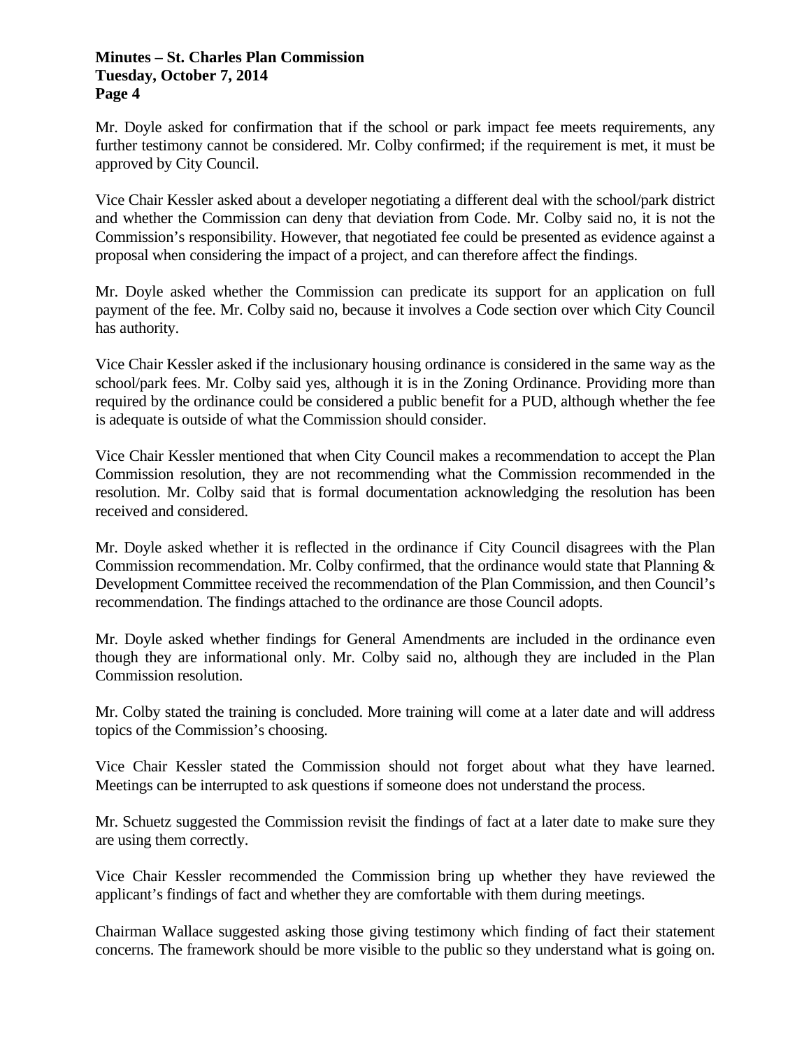Mr. Doyle asked for confirmation that if the school or park impact fee meets requirements, any further testimony cannot be considered. Mr. Colby confirmed; if the requirement is met, it must be approved by City Council.

Vice Chair Kessler asked about a developer negotiating a different deal with the school/park district and whether the Commission can deny that deviation from Code. Mr. Colby said no, it is not the Commission's responsibility. However, that negotiated fee could be presented as evidence against a proposal when considering the impact of a project, and can therefore affect the findings.

Mr. Doyle asked whether the Commission can predicate its support for an application on full payment of the fee. Mr. Colby said no, because it involves a Code section over which City Council has authority.

Vice Chair Kessler asked if the inclusionary housing ordinance is considered in the same way as the school/park fees. Mr. Colby said yes, although it is in the Zoning Ordinance. Providing more than required by the ordinance could be considered a public benefit for a PUD, although whether the fee is adequate is outside of what the Commission should consider.

Vice Chair Kessler mentioned that when City Council makes a recommendation to accept the Plan Commission resolution, they are not recommending what the Commission recommended in the resolution. Mr. Colby said that is formal documentation acknowledging the resolution has been received and considered.

Mr. Doyle asked whether it is reflected in the ordinance if City Council disagrees with the Plan Commission recommendation. Mr. Colby confirmed, that the ordinance would state that Planning & Development Committee received the recommendation of the Plan Commission, and then Council's recommendation. The findings attached to the ordinance are those Council adopts.

Mr. Doyle asked whether findings for General Amendments are included in the ordinance even though they are informational only. Mr. Colby said no, although they are included in the Plan Commission resolution.

Mr. Colby stated the training is concluded. More training will come at a later date and will address topics of the Commission's choosing.

Vice Chair Kessler stated the Commission should not forget about what they have learned. Meetings can be interrupted to ask questions if someone does not understand the process.

Mr. Schuetz suggested the Commission revisit the findings of fact at a later date to make sure they are using them correctly.

Vice Chair Kessler recommended the Commission bring up whether they have reviewed the applicant's findings of fact and whether they are comfortable with them during meetings.

Chairman Wallace suggested asking those giving testimony which finding of fact their statement concerns. The framework should be more visible to the public so they understand what is going on.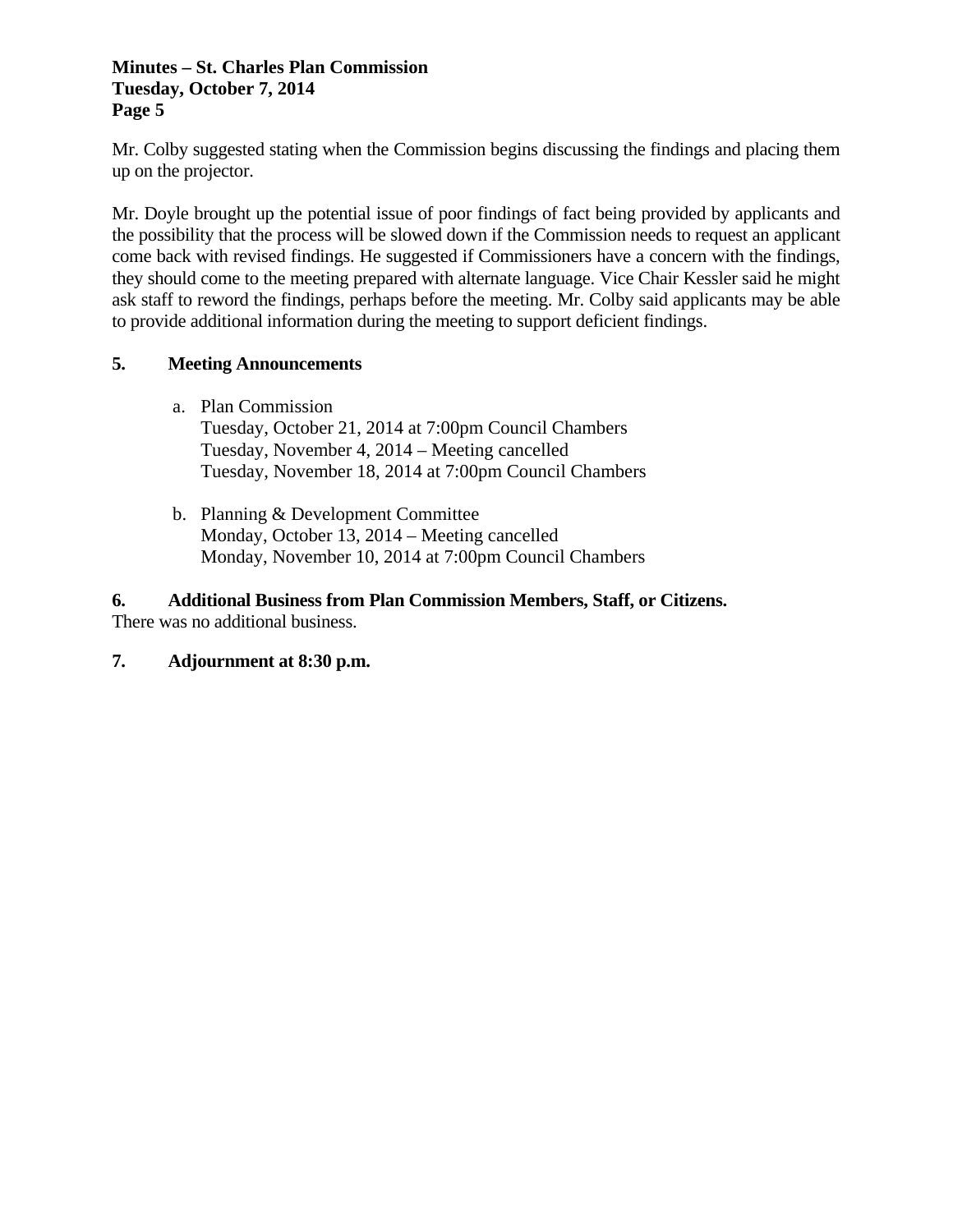Mr. Colby suggested stating when the Commission begins discussing the findings and placing them up on the projector.

Mr. Doyle brought up the potential issue of poor findings of fact being provided by applicants and the possibility that the process will be slowed down if the Commission needs to request an applicant come back with revised findings. He suggested if Commissioners have a concern with the findings, they should come to the meeting prepared with alternate language. Vice Chair Kessler said he might ask staff to reword the findings, perhaps before the meeting. Mr. Colby said applicants may be able to provide additional information during the meeting to support deficient findings.

## 5. Meeting Announcements

a. Plan Commission
   Tuesday, October 21, 2014 at 7:00pm Council Chambers
   Tuesday, November 4, 2014 – Meeting cancelled
   Tuesday, November 18, 2014 at 7:00pm Council Chambers

b. Planning & Development Committee
   Monday, October 13, 2014 – Meeting cancelled
   Monday, November 10, 2014 at 7:00pm Council Chambers

## 6. Additional Business from Plan Commission Members, Staff, or Citizens.

There was no additional business.

## 7. Adjournment at 8:30 p.m.